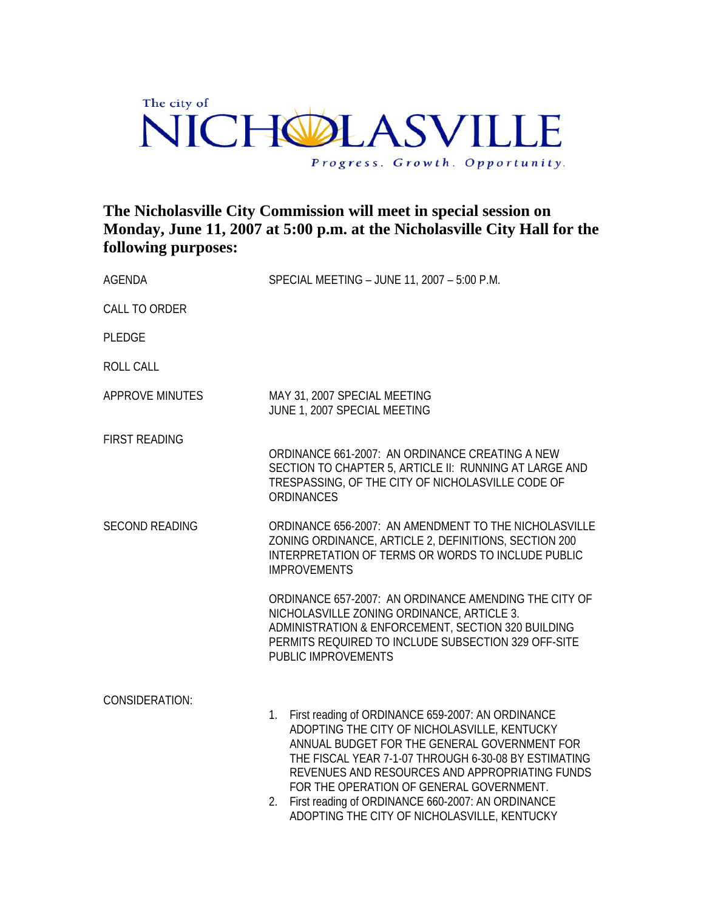The city of

# NICHOLASVILLE

*Progress. Growth. Opportunity.*

## The Nicholasville City Commission will meet in special session on Monday, June 11, 2007 at 5:00 p.m. at the Nicholasville City Hall for the following purposes:

AGENDA — SPECIAL MEETING – JUNE 11, 2007 – 5:00 P.M.

CALL TO ORDER

PLEDGE

ROLL CALL

APPROVE MINUTES
- MAY 31, 2007 SPECIAL MEETING
- JUNE 1, 2007 SPECIAL MEETING

FIRST READING

ORDINANCE 661-2007: AN ORDINANCE CREATING A NEW SECTION TO CHAPTER 5, ARTICLE II: RUNNING AT LARGE AND TRESPASSING, OF THE CITY OF NICHOLASVILLE CODE OF ORDINANCES

SECOND READING

ORDINANCE 656-2007: AN AMENDMENT TO THE NICHOLASVILLE ZONING ORDINANCE, ARTICLE 2, DEFINITIONS, SECTION 200 INTERPRETATION OF TERMS OR WORDS TO INCLUDE PUBLIC IMPROVEMENTS

ORDINANCE 657-2007: AN ORDINANCE AMENDING THE CITY OF NICHOLASVILLE ZONING ORDINANCE, ARTICLE 3. ADMINISTRATION & ENFORCEMENT, SECTION 320 BUILDING PERMITS REQUIRED TO INCLUDE SUBSECTION 329 OFF-SITE PUBLIC IMPROVEMENTS

CONSIDERATION:

1. First reading of ORDINANCE 659-2007: AN ORDINANCE ADOPTING THE CITY OF NICHOLASVILLE, KENTUCKY ANNUAL BUDGET FOR THE GENERAL GOVERNMENT FOR THE FISCAL YEAR 7-1-07 THROUGH 6-30-08 BY ESTIMATING REVENUES AND RESOURCES AND APPROPRIATING FUNDS FOR THE OPERATION OF GENERAL GOVERNMENT.
2. First reading of ORDINANCE 660-2007: AN ORDINANCE ADOPTING THE CITY OF NICHOLASVILLE, KENTUCKY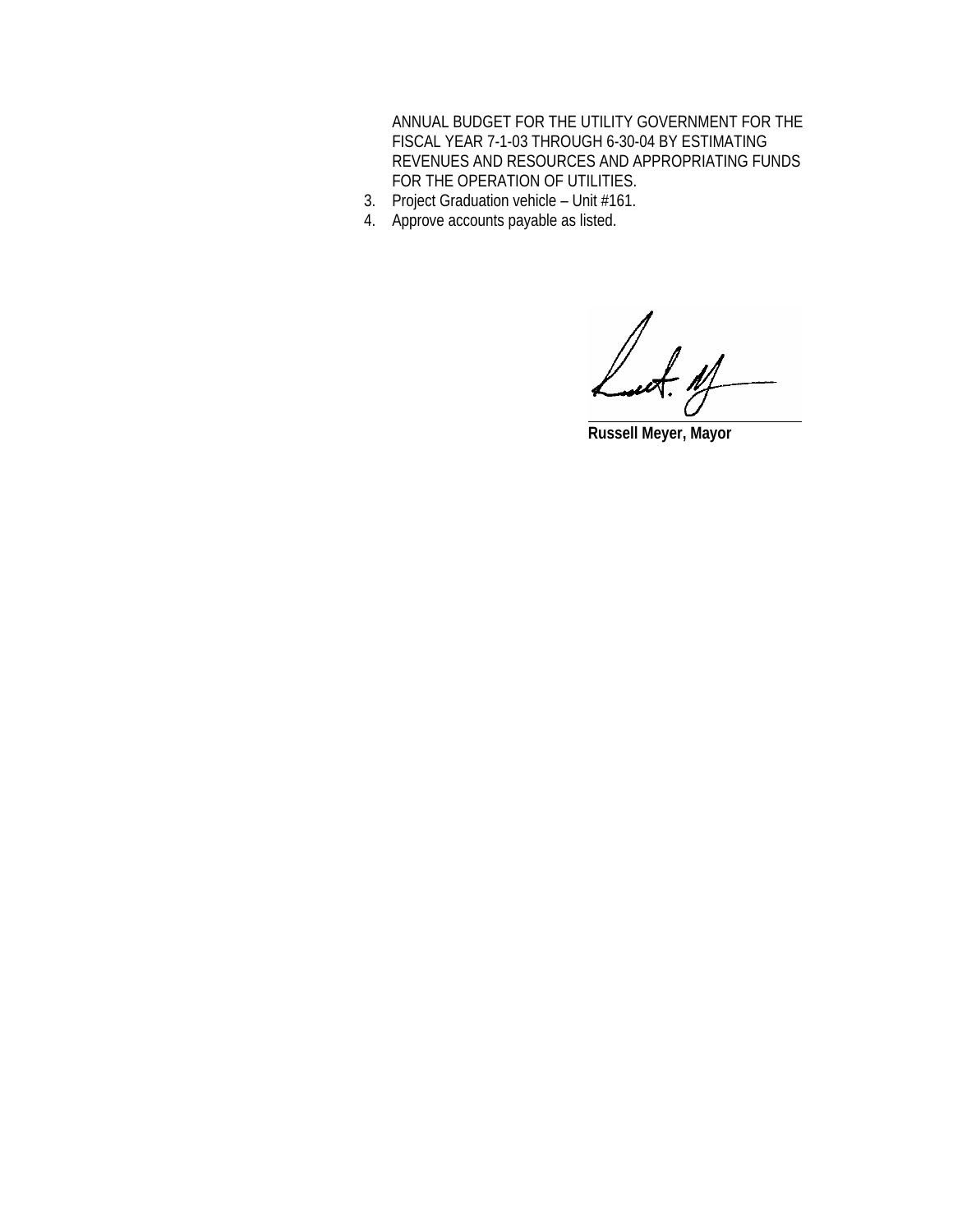ANNUAL BUDGET FOR THE UTILITY GOVERNMENT FOR THE FISCAL YEAR 7-1-03 THROUGH 6-30-04 BY ESTIMATING REVENUES AND RESOURCES AND APPROPRIATING FUNDS FOR THE OPERATION OF UTILITIES.

3. Project Graduation vehicle – Unit #161.
4. Approve accounts payable as listed.

**Russell Meyer, Mayor**